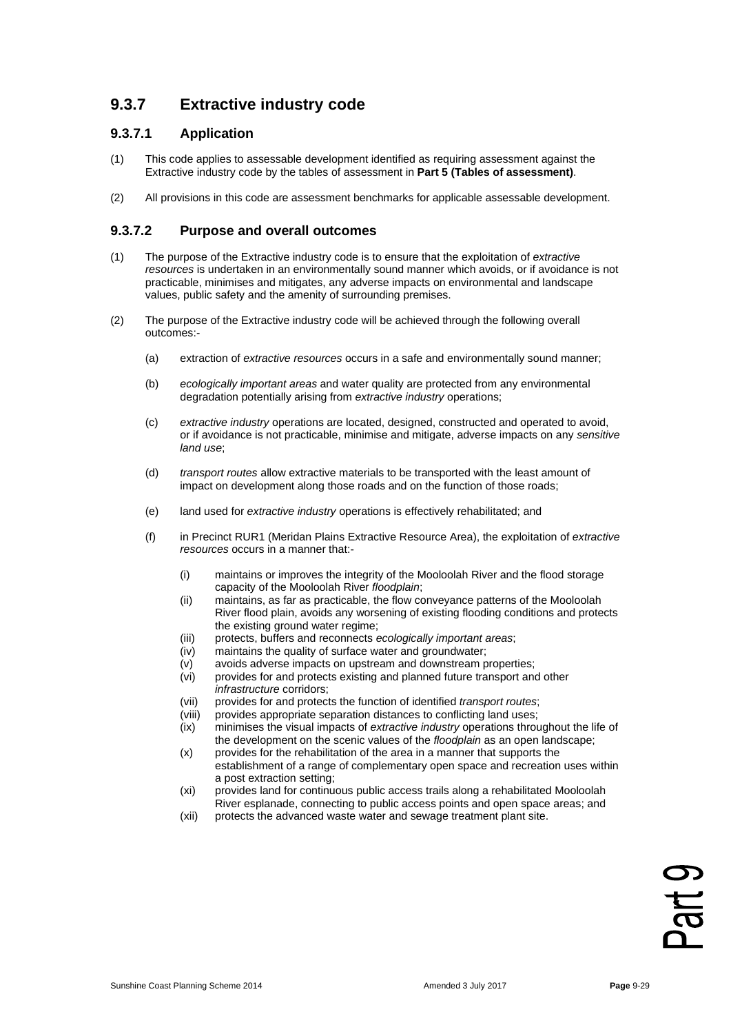## 9.3.7 Extractive industry code

### 9.3.7.1 Application

(1) This code applies to assessable development identified as requiring assessment against the Extractive industry code by the tables of assessment in **Part 5 (Tables of assessment)**.

(2) All provisions in this code are assessment benchmarks for applicable assessable development.

### 9.3.7.2 Purpose and overall outcomes

(1) The purpose of the Extractive industry code is to ensure that the exploitation of *extractive resources* is undertaken in an environmentally sound manner which avoids, or if avoidance is not practicable, minimises and mitigates, any adverse impacts on environmental and landscape values, public safety and the amenity of surrounding premises.

(2) The purpose of the Extractive industry code will be achieved through the following overall outcomes:-

   (a) extraction of *extractive resources* occurs in a safe and environmentally sound manner;

   (b) *ecologically important areas* and water quality are protected from any environmental degradation potentially arising from *extractive industry* operations;

   (c) *extractive industry* operations are located, designed, constructed and operated to avoid, or if avoidance is not practicable, minimise and mitigate, adverse impacts on any *sensitive land use*;

   (d) *transport routes* allow extractive materials to be transported with the least amount of impact on development along those roads and on the function of those roads;

   (e) land used for *extractive industry* operations is effectively rehabilitated; and

   (f) in Precinct RUR1 (Meridan Plains Extractive Resource Area), the exploitation of *extractive resources* occurs in a manner that:-

      (i) maintains or improves the integrity of the Mooloolah River and the flood storage capacity of the Mooloolah River *floodplain*;
      (ii) maintains, as far as practicable, the flow conveyance patterns of the Mooloolah River flood plain, avoids any worsening of existing flooding conditions and protects the existing ground water regime;
      (iii) protects, buffers and reconnects *ecologically important areas*;
      (iv) maintains the quality of surface water and groundwater;
      (v) avoids adverse impacts on upstream and downstream properties;
      (vi) provides for and protects existing and planned future transport and other *infrastructure* corridors;
      (vii) provides for and protects the function of identified *transport routes*;
      (viii) provides appropriate separation distances to conflicting land uses;
      (ix) minimises the visual impacts of *extractive industry* operations throughout the life of the development on the scenic values of the *floodplain* as an open landscape;
      (x) provides for the rehabilitation of the area in a manner that supports the establishment of a range of complementary open space and recreation uses within a post extraction setting;
      (xi) provides land for continuous public access trails along a rehabilitated Mooloolah River esplanade, connecting to public access points and open space areas; and
      (xii) protects the advanced waste water and sewage treatment plant site.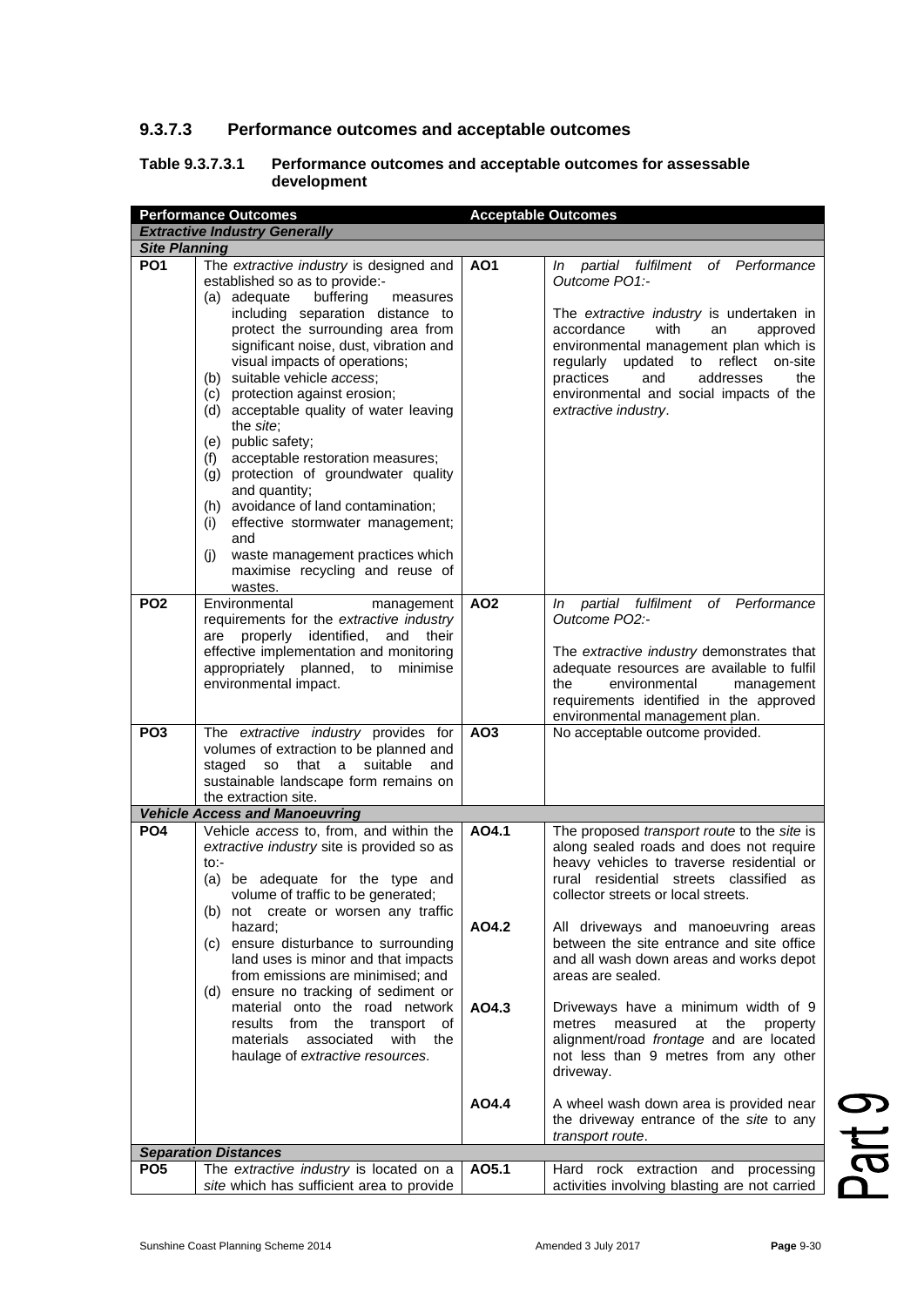### 9.3.7.3 Performance outcomes and acceptable outcomes

**Table 9.3.7.3.1 Performance outcomes and acceptable outcomes for assessable development**

| **Performance Outcomes** | | **Acceptable Outcomes** | |
|---|---|---|---|
| ***Extractive Industry Generally*** | | | |
| ***Site Planning*** | | | |
| **PO1** | The *extractive industry* is designed and established so as to provide:-<br>(a) adequate buffering measures including separation distance to protect the surrounding area from significant noise, dust, vibration and visual impacts of operations;<br>(b) suitable vehicle *access*;<br>(c) protection against erosion;<br>(d) acceptable quality of water leaving the *site*;<br>(e) public safety;<br>(f) acceptable restoration measures;<br>(g) protection of groundwater quality and quantity;<br>(h) avoidance of land contamination;<br>(i) effective stormwater management; and<br>(j) waste management practices which maximise recycling and reuse of wastes. | **AO1** | *In partial fulfilment of Performance Outcome PO1:-*<br><br>The *extractive industry* is undertaken in accordance with an approved environmental management plan which is regularly updated to reflect on-site practices and addresses the environmental and social impacts of the *extractive industry*. |
| **PO2** | Environmental management requirements for the *extractive industry* are properly identified, and their effective implementation and monitoring appropriately planned, to minimise environmental impact. | **AO2** | *In partial fulfilment of Performance Outcome PO2:-*<br><br>The *extractive industry* demonstrates that adequate resources are available to fulfil the environmental management requirements identified in the approved environmental management plan. |
| **PO3** | The *extractive industry* provides for volumes of extraction to be planned and staged so that a suitable and sustainable landscape form remains on the extraction site. | **AO3** | No acceptable outcome provided. |
| ***Vehicle Access and Manoeuvring*** | | | |
| **PO4** | Vehicle *access* to, from, and within the *extractive industry* site is provided so as to:-<br>(a) be adequate for the type and volume of traffic to be generated;<br>(b) not create or worsen any traffic hazard;<br>(c) ensure disturbance to surrounding land uses is minor and that impacts from emissions are minimised; and<br>(d) ensure no tracking of sediment or material onto the road network results from the transport of materials associated with the haulage of *extractive resources*. | **AO4.1** | The proposed *transport route* to the *site* is along sealed roads and does not require heavy vehicles to traverse residential or rural residential streets classified as collector streets or local streets. |
| | | **AO4.2** | All driveways and manoeuvring areas between the site entrance and site office and all wash down areas and works depot areas are sealed. |
| | | **AO4.3** | Driveways have a minimum width of 9 metres measured at the property alignment/road *frontage* and are located not less than 9 metres from any other driveway. |
| | | **AO4.4** | A wheel wash down area is provided near the driveway entrance of the *site* to any *transport route*. |
| ***Separation Distances*** | | | |
| **PO5** | The *extractive industry* is located on a *site* which has sufficient area to provide | **AO5.1** | Hard rock extraction and processing activities involving blasting are not carried |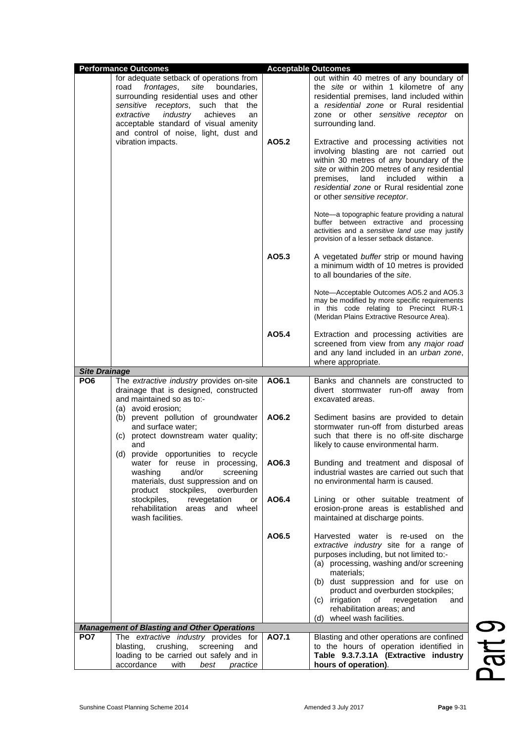| Performance Outcomes | | Acceptable Outcomes | |
|---|---|---|---|
| | for adequate setback of operations from road *frontages*, *site* boundaries, surrounding residential uses and other *sensitive receptors*, such that the *extractive industry* achieves an acceptable standard of visual amenity and control of noise, light, dust and vibration impacts. | | out within 40 metres of any boundary of the *site* or within 1 kilometre of any residential premises, land included within a *residential zone* or Rural residential zone or other *sensitive receptor* on surrounding land. |
| | | **AO5.2** | Extractive and processing activities not involving blasting are not carried out within 30 metres of any boundary of the *site* or within 200 metres of any residential premises, land included within a *residential zone* or Rural residential zone or other *sensitive receptor*.<br><br>Note—a topographic feature providing a natural buffer between extractive and processing activities and a *sensitive land use* may justify provision of a lesser setback distance. |
| | | **AO5.3** | A vegetated *buffer* strip or mound having a minimum width of 10 metres is provided to all boundaries of the *site*.<br><br>Note—Acceptable Outcomes AO5.2 and AO5.3 may be modified by more specific requirements in this code relating to Precinct RUR-1 (Meridan Plains Extractive Resource Area). |
| | | **AO5.4** | Extraction and processing activities are screened from view from any *major road* and any land included in an *urban zone*, where appropriate. |
| ***Site Drainage*** | | | |
| **PO6** | The *extractive industry* provides on-site drainage that is designed, constructed and maintained so as to:-<br>(a) avoid erosion;<br>(b) prevent pollution of groundwater and surface water;<br>(c) protect downstream water quality; and<br>(d) provide opportunities to recycle water for reuse in processing, washing and/or screening materials, dust suppression and on product stockpiles, overburden stockpiles, revegetation or rehabilitation areas and wheel wash facilities. | **AO6.1** | Banks and channels are constructed to divert stormwater run-off away from excavated areas. |
| | | **AO6.2** | Sediment basins are provided to detain stormwater run-off from disturbed areas such that there is no off-site discharge likely to cause environmental harm. |
| | | **AO6.3** | Bunding and treatment and disposal of industrial wastes are carried out such that no environmental harm is caused. |
| | | **AO6.4** | Lining or other suitable treatment of erosion-prone areas is established and maintained at discharge points. |
| | | **AO6.5** | Harvested water is re-used on the *extractive industry* site for a range of purposes including, but not limited to:-<br>(a) processing, washing and/or screening materials;<br>(b) dust suppression and for use on product and overburden stockpiles;<br>(c) irrigation of revegetation and rehabilitation areas; and<br>(d) wheel wash facilities. |
| ***Management of Blasting and Other Operations*** | | | |
| **PO7** | The *extractive industry* provides for blasting, crushing, screening and loading to be carried out safely and in accordance with *best practice* | **AO7.1** | Blasting and other operations are confined to the hours of operation identified in **Table 9.3.7.3.1A (Extractive industry hours of operation)**. |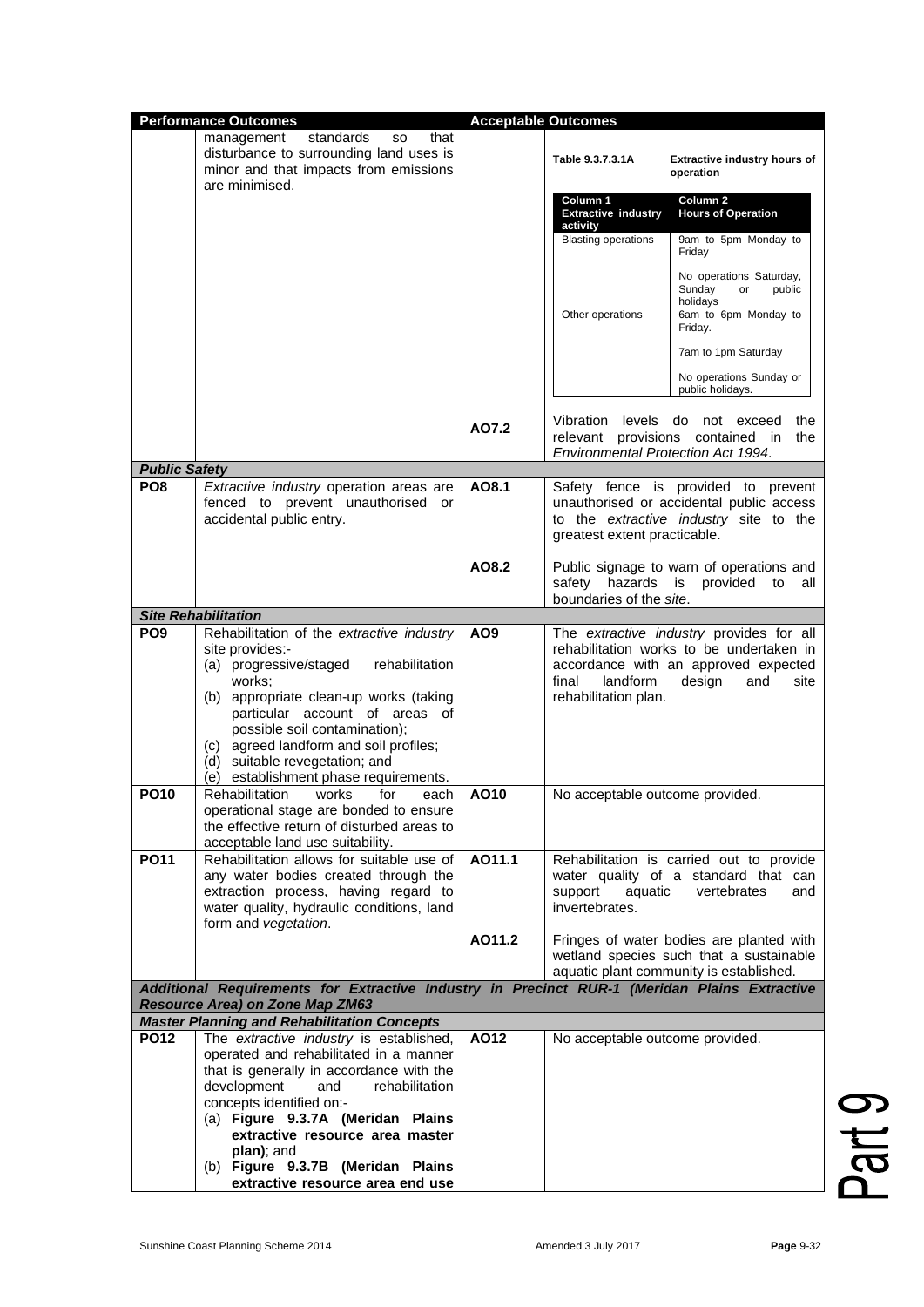| Performance Outcomes | | Acceptable Outcomes | |
|---|---|---|---|
| | management standards so that disturbance to surrounding land uses is minor and that impacts from emissions are minimised. | | **Table 9.3.7.3.1A Extractive industry hours of operation**<br><br>**Column 1 Extractive industry activity** / **Column 2 Hours of Operation**<br>Blasting operations: 9am to 5pm Monday to Friday. No operations Saturday, Sunday or public holidays<br>Other operations: 6am to 6pm Monday to Friday. 7am to 1pm Saturday. No operations Sunday or public holidays. |
| | | AO7.2 | Vibration levels do not exceed the relevant provisions contained in the *Environmental Protection Act 1994*. |
| ***Public Safety*** | | | |
| **PO8** | *Extractive industry* operation areas are fenced to prevent unauthorised or accidental public entry. | **AO8.1** | Safety fence is provided to prevent unauthorised or accidental public access to the *extractive industry* site to the greatest extent practicable. |
| | | **AO8.2** | Public signage to warn of operations and safety hazards is provided to all boundaries of the *site*. |
| ***Site Rehabilitation*** | | | |
| **PO9** | Rehabilitation of the *extractive industry* site provides:-<br>(a) progressive/staged rehabilitation works;<br>(b) appropriate clean-up works (taking particular account of areas of possible soil contamination);<br>(c) agreed landform and soil profiles;<br>(d) suitable revegetation; and<br>(e) establishment phase requirements. | **AO9** | The *extractive industry* provides for all rehabilitation works to be undertaken in accordance with an approved expected final landform design and site rehabilitation plan. |
| **PO10** | Rehabilitation works for each operational stage are bonded to ensure the effective return of disturbed areas to acceptable land use suitability. | **AO10** | No acceptable outcome provided. |
| **PO11** | Rehabilitation allows for suitable use of any water bodies created through the extraction process, having regard to water quality, hydraulic conditions, land form and *vegetation*. | **AO11.1** | Rehabilitation is carried out to provide water quality of a standard that can support aquatic vertebrates and invertebrates. |
| | | **AO11.2** | Fringes of water bodies are planted with wetland species such that a sustainable aquatic plant community is established. |
| ***Additional Requirements for Extractive Industry in Precinct RUR-1 (Meridan Plains Extractive Resource Area) on Zone Map ZM63*** | | | |
| ***Master Planning and Rehabilitation Concepts*** | | | |
| **PO12** | The *extractive industry* is established, operated and rehabilitated in a manner that is generally in accordance with the development and rehabilitation concepts identified on:-<br>(a) **Figure 9.3.7A (Meridan Plains extractive resource area master plan)**; and<br>(b) **Figure 9.3.7B (Meridan Plains extractive resource area end use** | **AO12** | No acceptable outcome provided. |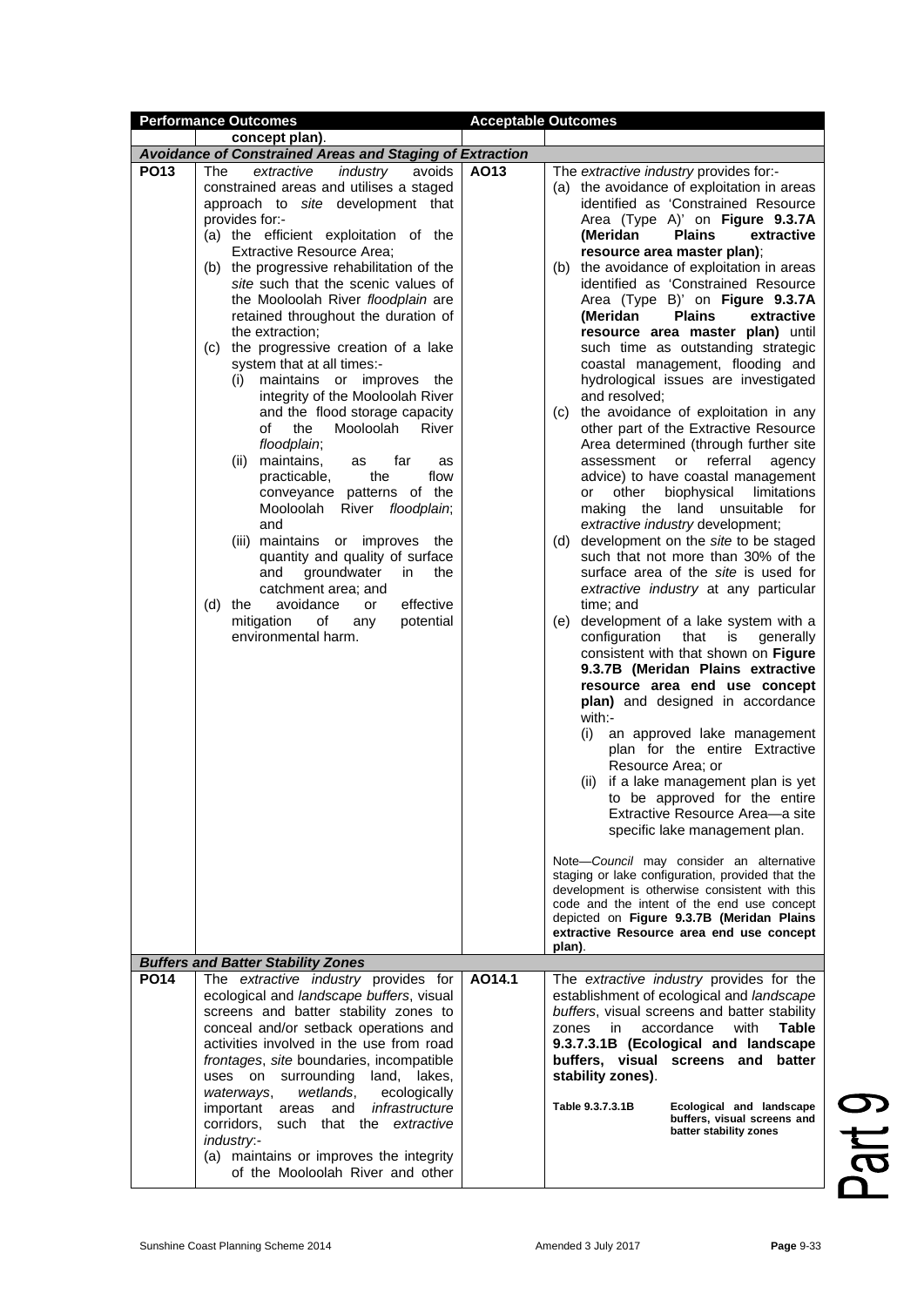| Performance Outcomes | | Acceptable Outcomes | |
|---|---|---|---|
| | **concept plan)**. | | |
| ***Avoidance of Constrained Areas and Staging of Extraction*** | | | |
| **PO13** | The *extractive industry* avoids constrained areas and utilises a staged approach to *site* development that provides for:-<br>(a) the efficient exploitation of the Extractive Resource Area;<br>(b) the progressive rehabilitation of the *site* such that the scenic values of the Mooloolah River *floodplain* are retained throughout the duration of the extraction;<br>(c) the progressive creation of a lake system that at all times:-<br>(i) maintains or improves the integrity of the Mooloolah River and the flood storage capacity of the Mooloolah River *floodplain*;<br>(ii) maintains, as far as practicable, the flow conveyance patterns of the Mooloolah River *floodplain*; and<br>(iii) maintains or improves the quantity and quality of surface and groundwater in the catchment area; and<br>(d) the avoidance or effective mitigation of any potential environmental harm. | **AO13** | The *extractive industry* provides for:-<br>(a) the avoidance of exploitation in areas identified as 'Constrained Resource Area (Type A)' on **Figure 9.3.7A (Meridan Plains extractive resource area master plan)**;<br>(b) the avoidance of exploitation in areas identified as 'Constrained Resource Area (Type B)' on **Figure 9.3.7A (Meridan Plains extractive resource area master plan)** until such time as outstanding strategic coastal management, flooding and hydrological issues are investigated and resolved;<br>(c) the avoidance of exploitation in any other part of the Extractive Resource Area determined (through further site assessment or referral agency advice) to have coastal management or other biophysical limitations making the land unsuitable for *extractive industry* development;<br>(d) development on the *site* to be staged such that not more than 30% of the surface area of the *site* is used for *extractive industry* at any particular time; and<br>(e) development of a lake system with a configuration that is generally consistent with that shown on **Figure 9.3.7B (Meridan Plains extractive resource area end use concept plan)** and designed in accordance with:-<br>(i) an approved lake management plan for the entire Extractive Resource Area; or<br>(ii) if a lake management plan is yet to be approved for the entire Extractive Resource Area—a site specific lake management plan.<br><br>Note—*Council* may consider an alternative staging or lake configuration, provided that the development is otherwise consistent with this code and the intent of the end use concept depicted on **Figure 9.3.7B (Meridan Plains extractive Resource area end use concept plan)**. |
| ***Buffers and Batter Stability Zones*** | | | |
| **PO14** | The *extractive industry* provides for ecological and *landscape buffers*, visual screens and batter stability zones to conceal and/or setback operations and activities involved in the use from road *frontages*, *site* boundaries, incompatible uses on surrounding land, lakes, *waterways*, *wetlands*, ecologically important areas and *infrastructure corridors*, such that the *extractive industry*:-<br>(a) maintains or improves the integrity of the Mooloolah River and other | **AO14.1** | The *extractive industry* provides for the establishment of ecological and *landscape buffers*, visual screens and batter stability zones in accordance with **Table 9.3.7.3.1B (Ecological and landscape buffers, visual screens and batter stability zones)**.<br><br>**Table 9.3.7.3.1B Ecological and landscape buffers, visual screens and batter stability zones** |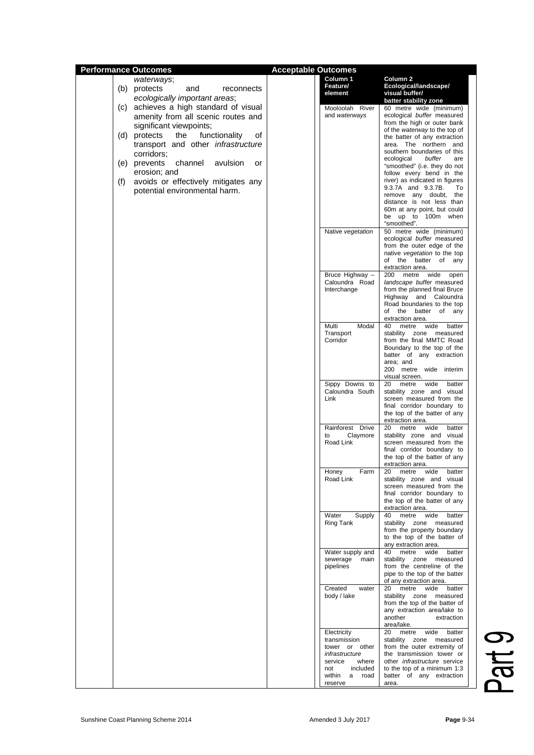| Performance Outcomes | Acceptable Outcomes |
|---|---|
| *waterways*;<br>(b) protects and reconnects *ecologically important areas*;<br>(c) achieves a high standard of visual amenity from all scenic routes and significant viewpoints;<br>(d) protects the functionality of transport and other *infrastructure* corridors;<br>(e) prevents channel avulsion or erosion; and<br>(f) avoids or effectively mitigates any potential environmental harm. | |

| Column 1 Feature/ element | Column 2 Ecological/landscape/ visual buffer/ batter stability zone |
|---|---|
| Mooloolah River and *waterways* | 60 metre wide (minimum) ecological *buffer* measured from the high or outer bank of the *waterway* to the top of the batter of any extraction area. The northern and southern boundaries of this ecological *buffer* are "smoothed" (i.e. they do not follow every bend in the river) as indicated in figures 9.3.7A and 9.3.7B. To remove any doubt, the distance is not less than 60m at any point, but could be up to 100m when "smoothed". |
| Native *vegetation* | 50 metre wide (minimum) ecological *buffer* measured from the outer edge of the native *vegetation* to the top of the batter of any extraction area. |
| Bruce Highway – Caloundra Road Interchange | 200 metre wide open *landscape buffer* measured from the planned final Bruce Highway and Caloundra Road boundaries to the top of the batter of any extraction area. |
| Multi Modal Transport Corridor | 40 metre wide batter stability zone measured from the final MMTC Road Boundary to the top of the batter of any extraction area; and<br>200 metre wide interim visual screen. |
| Sippy Downs to Caloundra South Link | 20 metre wide batter stability zone and visual screen measured from the final corridor boundary to the top of the batter of any extraction area. |
| Rainforest Drive to Claymore Road Link | 20 metre wide batter stability zone and visual screen measured from the final corridor boundary to the top of the batter of any extraction area. |
| Honey Farm Road Link | 20 metre wide batter stability zone and visual screen measured from the final corridor boundary to the top of the batter of any extraction area. |
| Water Supply Ring Tank | 40 metre wide batter stability zone measured from the property boundary to the top of the batter of any extraction area. |
| Water supply and sewerage main pipelines | 40 metre wide batter stability zone measured from the centreline of the pipe to the top of the batter of any extraction area. |
| Created water body / lake | 20 metre wide batter stability zone measured from the top of the batter of any extraction area/lake to another extraction area/lake. |
| Electricity transmission tower or other *infrastructure* service where not included within a road reserve | 20 metre wide batter stability zone measured from the outer extremity of the transmission tower or other *infrastructure* service to the top of a minimum 1:3 batter of any extraction area. |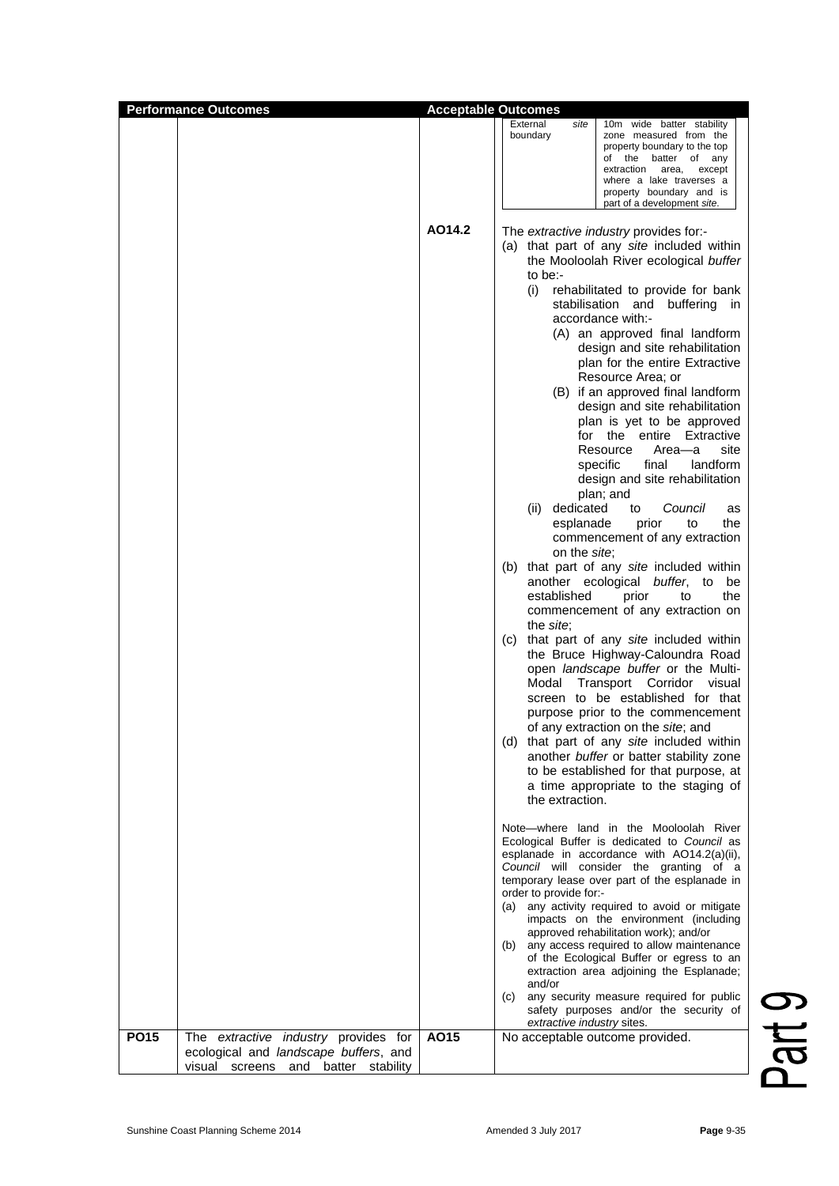| Performance Outcomes | | Acceptable Outcomes | |
|---|---|---|---|
| | | | External *site* boundary — 10m wide batter stability zone measured from the property boundary to the top of the batter of any extraction area, except where a lake traverses a property boundary and is part of a development *site*. |
| | | AO14.2 | The *extractive industry* provides for:-<br>(a) that part of any *site* included within the Mooloolah River ecological *buffer* to be:-<br>(i) rehabilitated to provide for bank stabilisation and buffering in accordance with:-<br>(A) an approved final landform design and site rehabilitation plan for the entire Extractive Resource Area; or<br>(B) if an approved final landform design and site rehabilitation plan is yet to be approved for the entire Extractive Resource Area—a site specific final landform design and site rehabilitation plan; and<br>(ii) dedicated to *Council* as esplanade prior to the commencement of any extraction on the *site*;<br>(b) that part of any *site* included within another ecological *buffer*, to be established prior to the commencement of any extraction on the *site*;<br>(c) that part of any *site* included within the Bruce Highway-Caloundra Road open *landscape buffer* or the Multi-Modal Transport Corridor visual screen to be established for that purpose prior to the commencement of any extraction on the *site*; and<br>(d) that part of any *site* included within another *buffer* or batter stability zone to be established for that purpose, at a time appropriate to the staging of the extraction.<br><br>Note—where land in the Mooloolah River Ecological Buffer is dedicated to *Council* as esplanade in accordance with AO14.2(a)(ii), *Council* will consider the granting of a temporary lease over part of the esplanade in order to provide for:-<br>(a) any activity required to avoid or mitigate impacts on the environment (including approved rehabilitation work); and/or<br>(b) any access required to allow maintenance of the Ecological Buffer or egress to an extraction area adjoining the Esplanade; and/or<br>(c) any security measure required for public safety purposes and/or the security of *extractive industry* sites. |
| **PO15** | The *extractive industry* provides for ecological and *landscape buffers*, and visual screens and batter stability | **AO15** | No acceptable outcome provided. |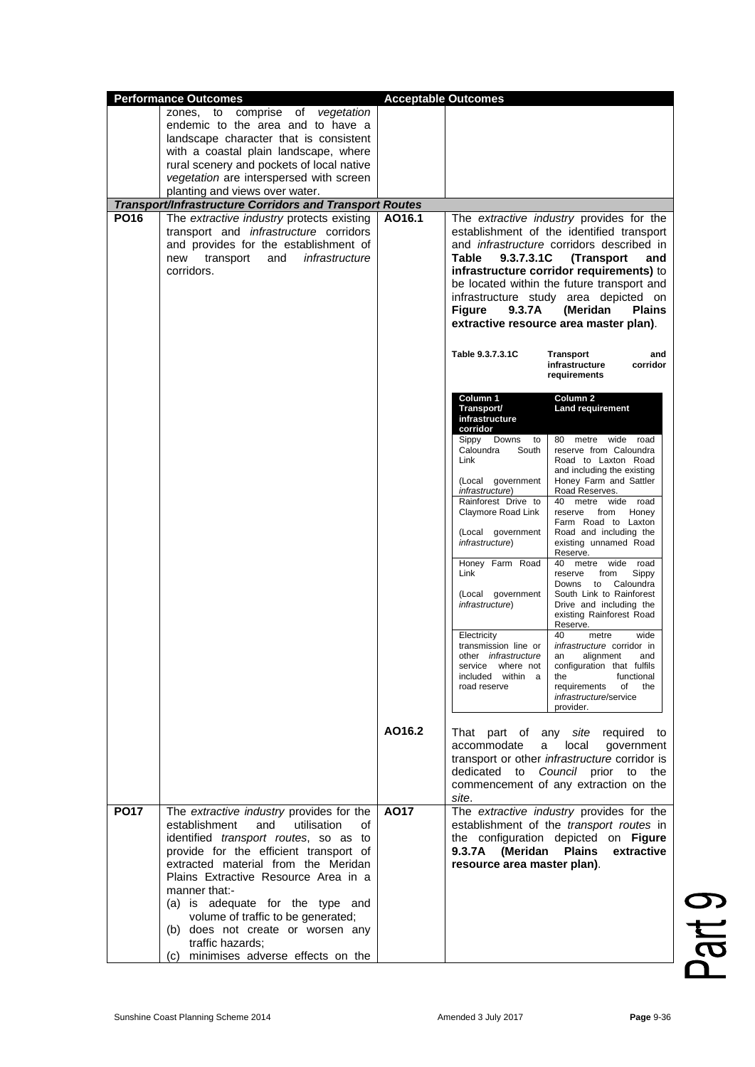| Performance Outcomes | | Acceptable Outcomes | |
|---|---|---|---|
| | zones, to comprise of *vegetation* endemic to the area and to have a landscape character that is consistent with a coastal plain landscape, where rural scenery and pockets of local native *vegetation* are interspersed with screen planting and views over water. | | |
| ***Transport/Infrastructure Corridors and Transport Routes*** | | | |
| **PO16** | The *extractive industry* protects existing transport and *infrastructure* corridors and provides for the establishment of new transport and *infrastructure* corridors. | **AO16.1** | The *extractive industry* provides for the establishment of the identified transport and *infrastructure* corridors described in **Table 9.3.7.3.1C (Transport and infrastructure corridor requirements)** to be located within the future transport and infrastructure study area depicted on **Figure 9.3.7A (Meridan Plains extractive resource area master plan)**.<br><br>**Table 9.3.7.3.1C Transport and infrastructure corridor requirements**<br><br>**Column 1 – Transport/ infrastructure corridor** / **Column 2 – Land requirement**<br><br>Sippy Downs to Caloundra South Link (Local government *infrastructure*): 80 metre wide road reserve from Caloundra Road to Laxton Road and including the existing Honey Farm and Sattler Road Reserves.<br><br>Rainforest Drive to Claymore Road Link (Local government *infrastructure*): 40 metre wide road reserve from Honey Farm Road to Laxton Road and including the existing unnamed Road Reserve.<br><br>Honey Farm Road Link (Local government *infrastructure*): 40 metre wide road reserve from Sippy Downs to Caloundra South Link to Rainforest Drive and including the existing Rainforest Road Reserve.<br><br>Electricity transmission line or other *infrastructure* service where not included within a road reserve: 40 metre wide *infrastructure* corridor in an alignment and configuration that fulfils the functional requirements of the *infrastructure*/service provider. |
| | | **AO16.2** | That part of any *site* required to accommodate a local government transport or other *infrastructure* corridor is dedicated to *Council* prior to the commencement of any extraction on the *site*. |
| **PO17** | The *extractive industry* provides for the establishment and utilisation of identified *transport routes*, so as to provide for the efficient transport of extracted material from the Meridan Plains Extractive Resource Area in a manner that:-<br>(a) is adequate for the type and volume of traffic to be generated;<br>(b) does not create or worsen any traffic hazards;<br>(c) minimises adverse effects on the | **AO17** | The *extractive industry* provides for the establishment of the *transport routes* in the configuration depicted on **Figure 9.3.7A (Meridan Plains extractive resource area master plan)**. |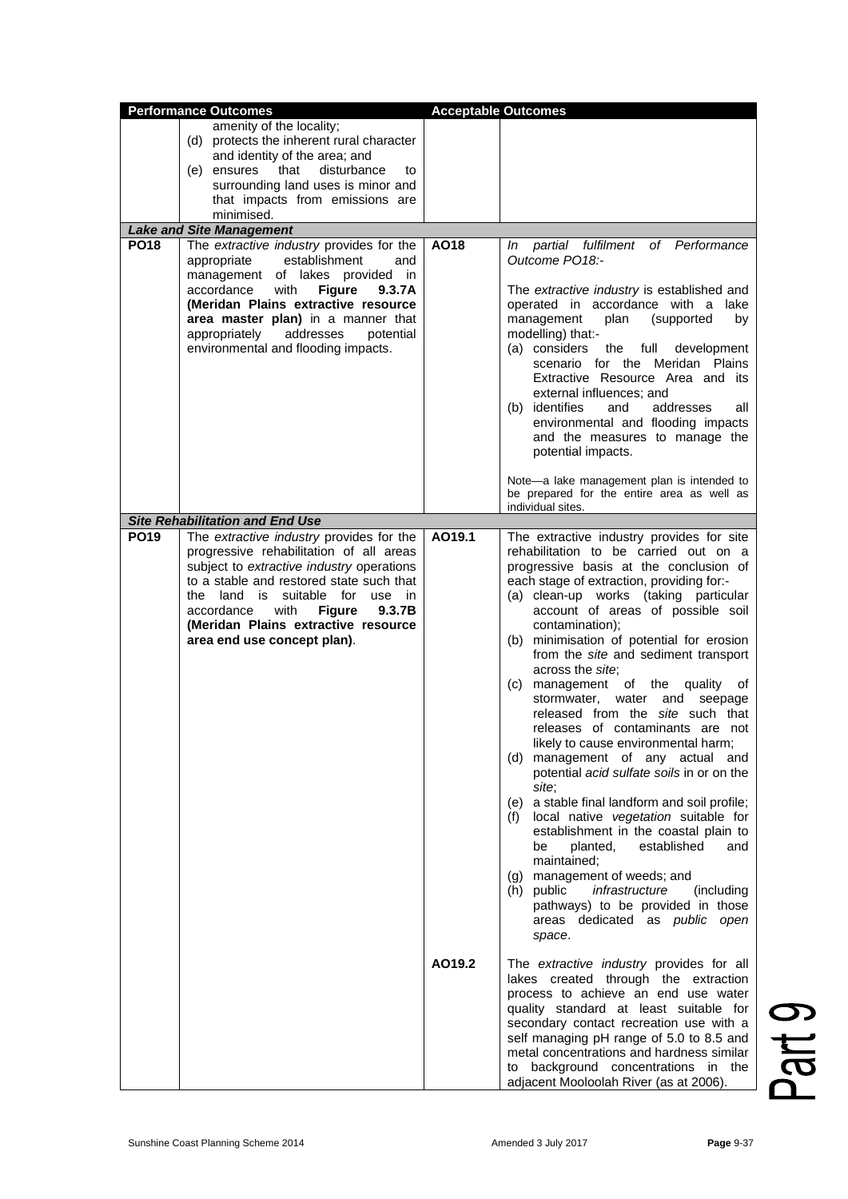| Performance Outcomes | | Acceptable Outcomes | |
|---|---|---|---|
| | amenity of the locality;<br>(d) protects the inherent rural character and identity of the area; and<br>(e) ensures that disturbance to surrounding land uses is minor and that impacts from emissions are minimised. | | |
| ***Lake and Site Management*** | | | |
| **PO18** | The *extractive industry* provides for the appropriate establishment and management of lakes provided in accordance with **Figure 9.3.7A (Meridan Plains extractive resource area master plan)** in a manner that appropriately addresses potential environmental and flooding impacts. | **AO18** | *In partial fulfilment of Performance Outcome PO18:-*<br><br>The *extractive industry* is established and operated in accordance with a lake management plan (supported by modelling) that:-<br>(a) considers the full development scenario for the Meridan Plains Extractive Resource Area and its external influences; and<br>(b) identifies and addresses all environmental and flooding impacts and the measures to manage the potential impacts.<br><br>Note—a lake management plan is intended to be prepared for the entire area as well as individual sites. |
| ***Site Rehabilitation and End Use*** | | | |
| **PO19** | The *extractive industry* provides for the progressive rehabilitation of all areas subject to *extractive industry* operations to a stable and restored state such that the land is suitable for use in accordance with **Figure 9.3.7B (Meridan Plains extractive resource area end use concept plan)**. | **AO19.1** | The extractive industry provides for site rehabilitation to be carried out on a progressive basis at the conclusion of each stage of extraction, providing for:-<br>(a) clean-up works (taking particular account of areas of possible soil contamination);<br>(b) minimisation of potential for erosion from the *site* and sediment transport across the *site*;<br>(c) management of the quality of stormwater, water and seepage released from the *site* such that releases of contaminants are not likely to cause environmental harm;<br>(d) management of any actual and potential *acid sulfate soils* in or on the *site*;<br>(e) a stable final landform and soil profile;<br>(f) local native *vegetation* suitable for establishment in the coastal plain to be planted, established and maintained;<br>(g) management of weeds; and<br>(h) public *infrastructure* (including pathways) to be provided in those areas dedicated as *public open space*. |
| | | **AO19.2** | The *extractive industry* provides for all lakes created through the extraction process to achieve an end use water quality standard at least suitable for secondary contact recreation use with a self managing pH range of 5.0 to 8.5 and metal concentrations and hardness similar to background concentrations in the adjacent Mooloolah River (as at 2006). |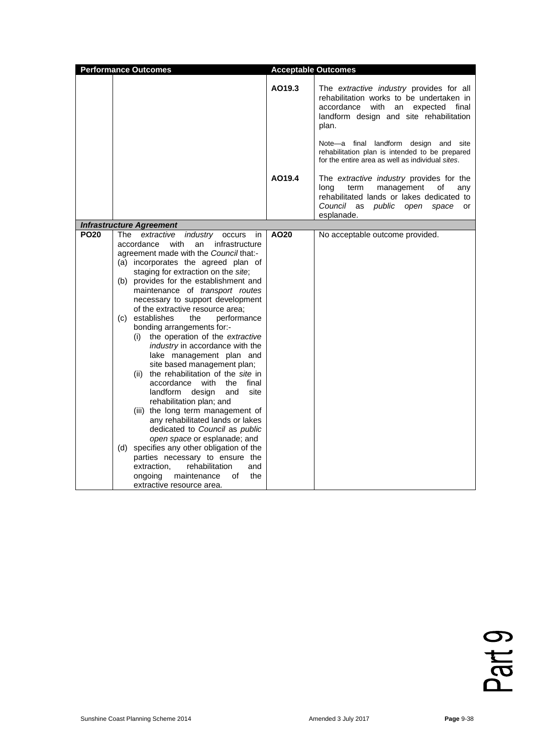| Performance Outcomes | | Acceptable Outcomes | |
|---|---|---|---|
| | | AO19.3 | The *extractive industry* provides for all rehabilitation works to be undertaken in accordance with an expected final landform design and site rehabilitation plan.<br><br>Note—a final landform design and site rehabilitation plan is intended to be prepared for the entire area as well as individual *sites*. |
| | | AO19.4 | The *extractive industry* provides for the long term management of any rehabilitated lands or lakes dedicated to *Council* as *public open space* or esplanade. |
| ***Infrastructure Agreement*** | | | |
| **PO20** | The *extractive industry* occurs in accordance with an infrastructure agreement made with the *Council* that:-<br>(a) incorporates the agreed plan of staging for extraction on the *site*;<br>(b) provides for the establishment and maintenance of *transport routes* necessary to support development of the extractive resource area;<br>(c) establishes the performance bonding arrangements for:-<br>(i) the operation of the *extractive industry* in accordance with the lake management plan and site based management plan;<br>(ii) the rehabilitation of the *site* in accordance with the final landform design and site rehabilitation plan; and<br>(iii) the long term management of any rehabilitated lands or lakes dedicated to *Council* as *public open space* or esplanade; and<br>(d) specifies any other obligation of the parties necessary to ensure the extraction, rehabilitation and ongoing maintenance of the extractive resource area. | **AO20** | No acceptable outcome provided. |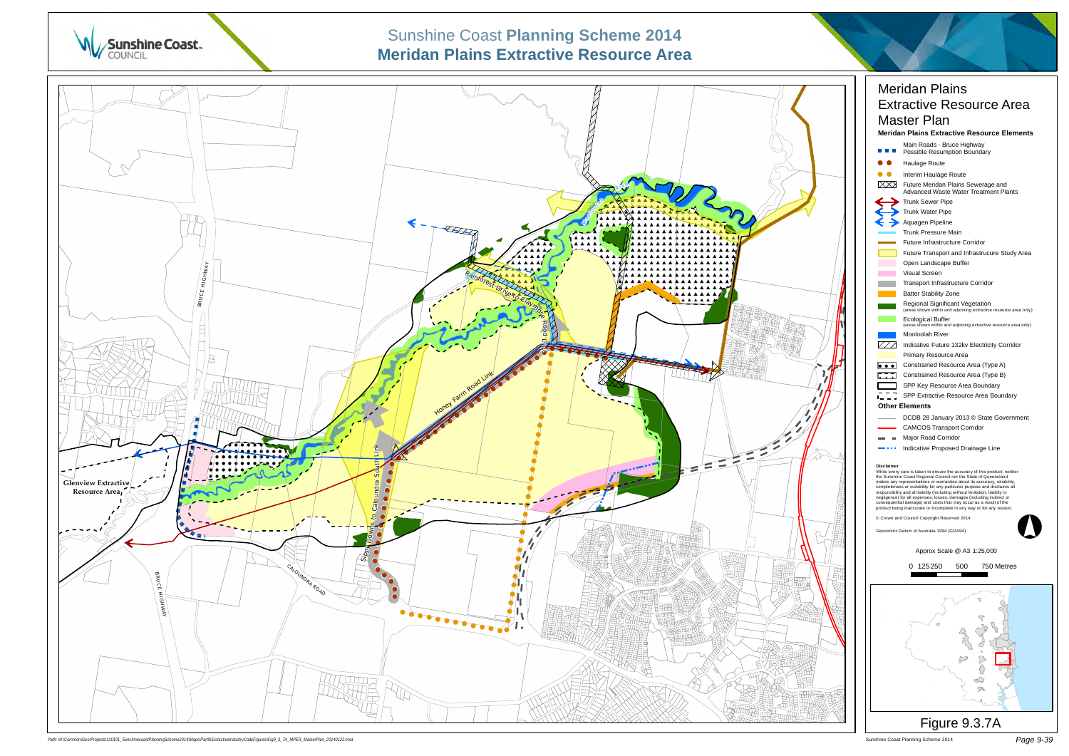# Sunshine Coast **Planning Scheme 2014**

# **Meridan Plains Extractive Resource Area**

## Meridan Plains Extractive Resource Area Master Plan

**Meridan Plains Extractive Resource Elements**

- Main Roads - Bruce Highway Possible Resumption Boundary
- Haulage Route
- Interim Haulage Route
- Future Meridan Plains Sewerage and Advanced Waste Water Treatment Plants
- Trunk Sewer Pipe
- Trunk Water Pipe
- Aquagen Pipeline
- Trunk Pressure Main
- Future Infrastructure Corridor
- Future Transport and Infrastrucure Study Area
- Open Landscape Buffer
- Visual Screen
- Transport Infrastructure Corridor
- Batter Stability Zone
- Regional Significant Vegetation (areas shown within and adjoining extractive resource area only)
- Ecological Buffer (areas shown within and adjoining extractive resource area only)
- Mooloolah River
- Indicative Future 132kv Electricity Corridor
- Primary Resource Area
- Constrained Resource Area (Type A)
- Constrained Resource Area (Type B)
- SPP Key Resource Area Boundary
- SPP Extractive Resource Area Boundary

**Other Elements**

- DCDB 28 January 2013 © State Government
- CAMCOS Transport Corridor
- Major Road Corridor
- Indicative Proposed Drainage Line

**Disclaimer**

While every care is taken to ensure the accuracy of this product, neither the Sunshine Coast Regional Council nor the State of Queensland makes any representations or warranties about its accuracy, reliability, completeness or suitability for any particular purpose and disclaims all responsibility and all liability (including without limitation, liability in negligence) for all expenses, losses, damages (including indirect or consequential damage) and costs that may occur as a result of the product being inaccurate or incomplete in any way or for any reason.

© Crown and Council Copyright Reserved 2014

Geocentric Datum of Australia 1994 (GDA94)

Approx Scale @ A3 1:25,000

0 125 250 500 750 Metres

Figure 9.3.7A

Path: W:\Common\Geo\Projects\130101_SunshinecoastPlanningScheme2014\Maps\Part9\ExtractiveIndustryCodeFigures\Fig9_3_7A_MPER_MasterPlan_20140122.mxd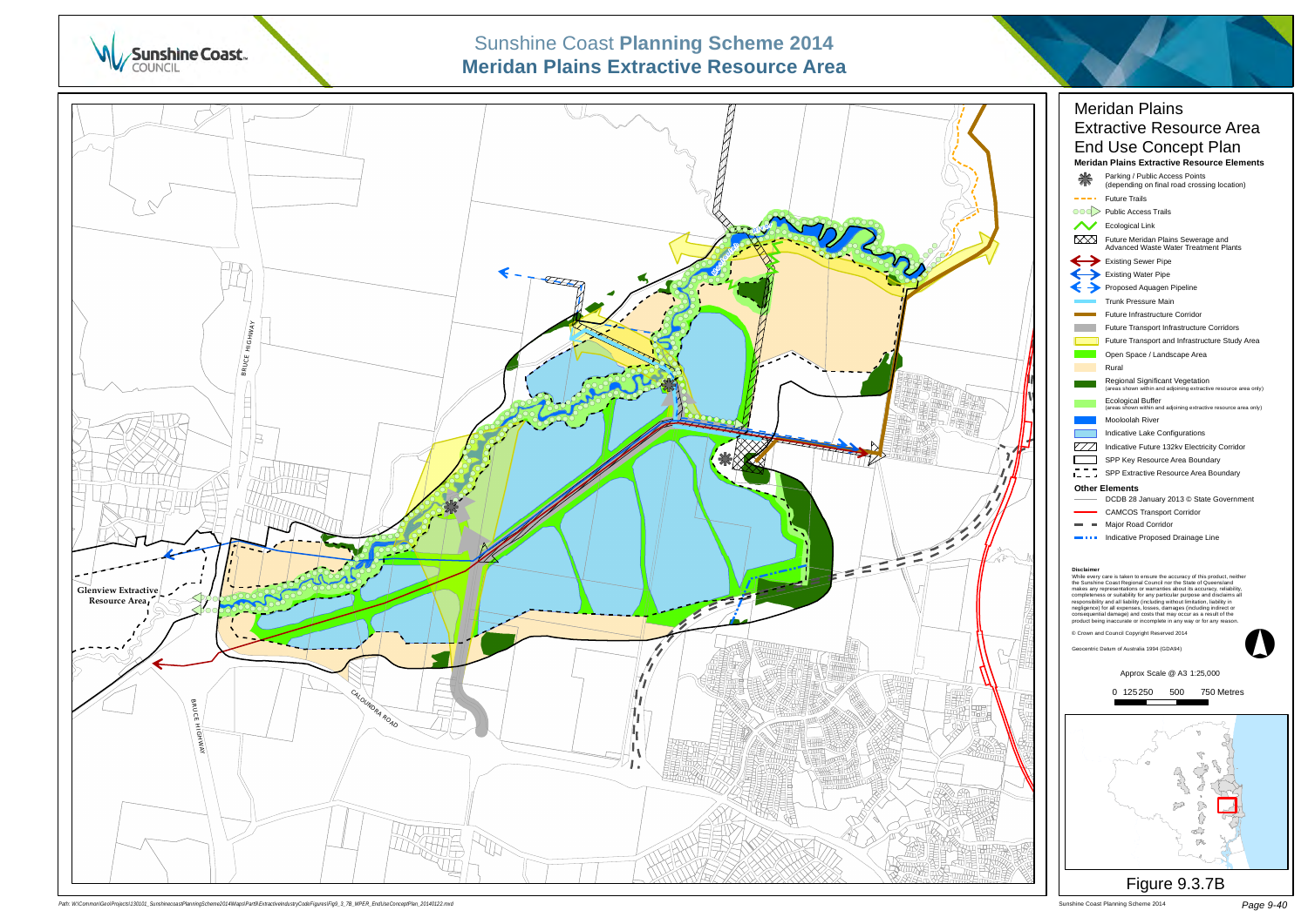# Sunshine Coast **Planning Scheme 2014**
# Meridan Plains Extractive Resource Area

BRUCE HIGHWAY

Glenview Extractive Resource Area

CALOUNDRA ROAD

BRUCE HIGHWAY

## Meridan Plains Extractive Resource Area End Use Concept Plan

**Meridan Plains Extractive Resource Elements**

- Parking / Public Access Points (depending on final road crossing location)
- Future Trails
- Public Access Trails
- Ecological Link
- Future Meridan Plains Sewerage and Advanced Waste Water Treatment Plants
- Existing Sewer Pipe
- Existing Water Pipe
- Proposed Aquagen Pipeline
- Trunk Pressure Main
- Future Infrastructure Corridor
- Future Transport Infrastructure Corridors
- Future Transport and Infrastructure Study Area
- Open Space / Landscape Area
- Rural
- Regional Significant Vegetation (areas shown within and adjoining extractive resource area only)
- Ecological Buffer (areas shown within and adjoining extractive resource area only)
- Mooloolah River
- Indicative Lake Configurations
- Indicative Future 132kv Electricity Corridor
- SPP Key Resource Area Boundary
- SPP Extractive Resource Area Boundary

**Other Elements**

- DCDB 28 January 2013 © State Government
- CAMCOS Transport Corridor
- Major Road Corridor
- Indicative Proposed Drainage Line

**Disclaimer**
While every care is taken to ensure the accuracy of this product, neither the Sunshine Coast Regional Council nor the State of Queensland makes any representations or warranties about its accuracy, reliability, completeness or suitability for any particular purpose and disclaims all responsibility and all liability (including without limitation, liability in negligence) for all expenses, losses, damages (including indirect or consequential damage) and costs that may occur as a result of the product being inaccurate or incomplete in any way or for any reason.

© Crown and Council Copyright Reserved 2014

Geocentric Datum of Australia 1994 (GDA94)

Approx Scale @ A3 1:25,000

0 125 250 500 750 Metres

Figure 9.3.7B

Path: W:\Common\Geo\Projects\130101_SunshinecoastPlanningScheme2014\Maps\Part9\ExtractiveIndustryCodeFigures\Fig9_3_7B_MPER_EndUseConceptPlan_20140122.mxd